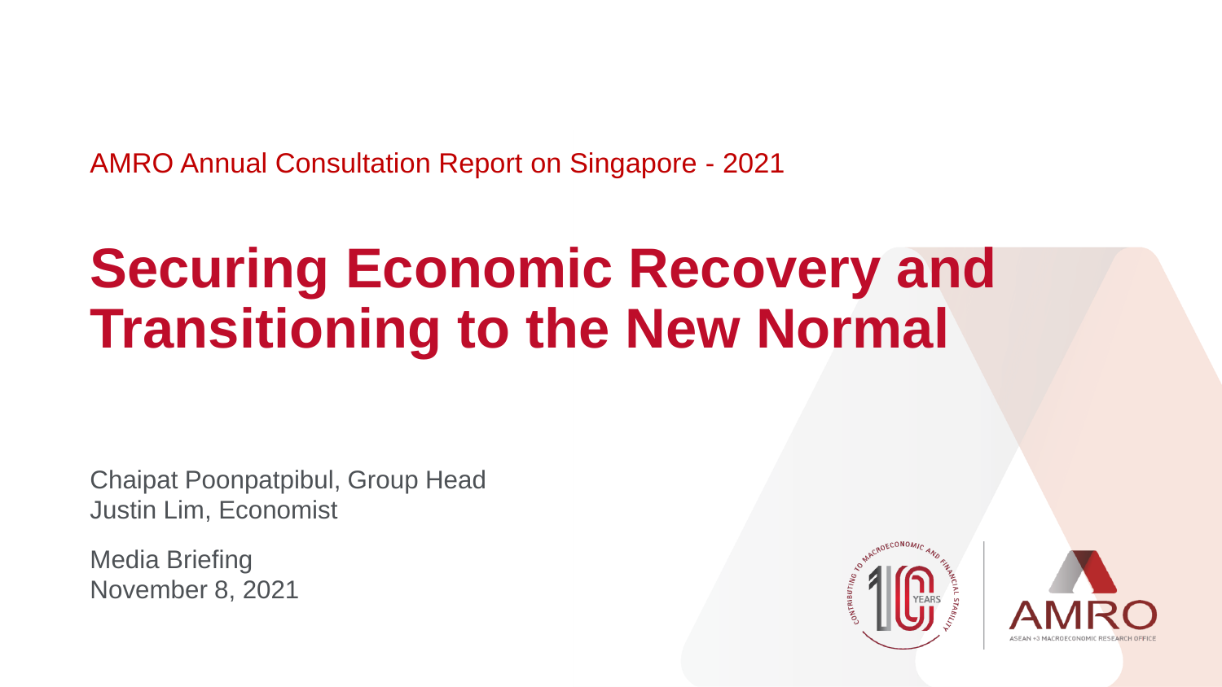AMRO Annual Consultation Report on Singapore - 2021

# Securing Economic Recovery and Transitioning to the New Normal

Chaipat Poonpatpibul, Group Head
Justin Lim, Economist

Media Briefing
November 8, 2021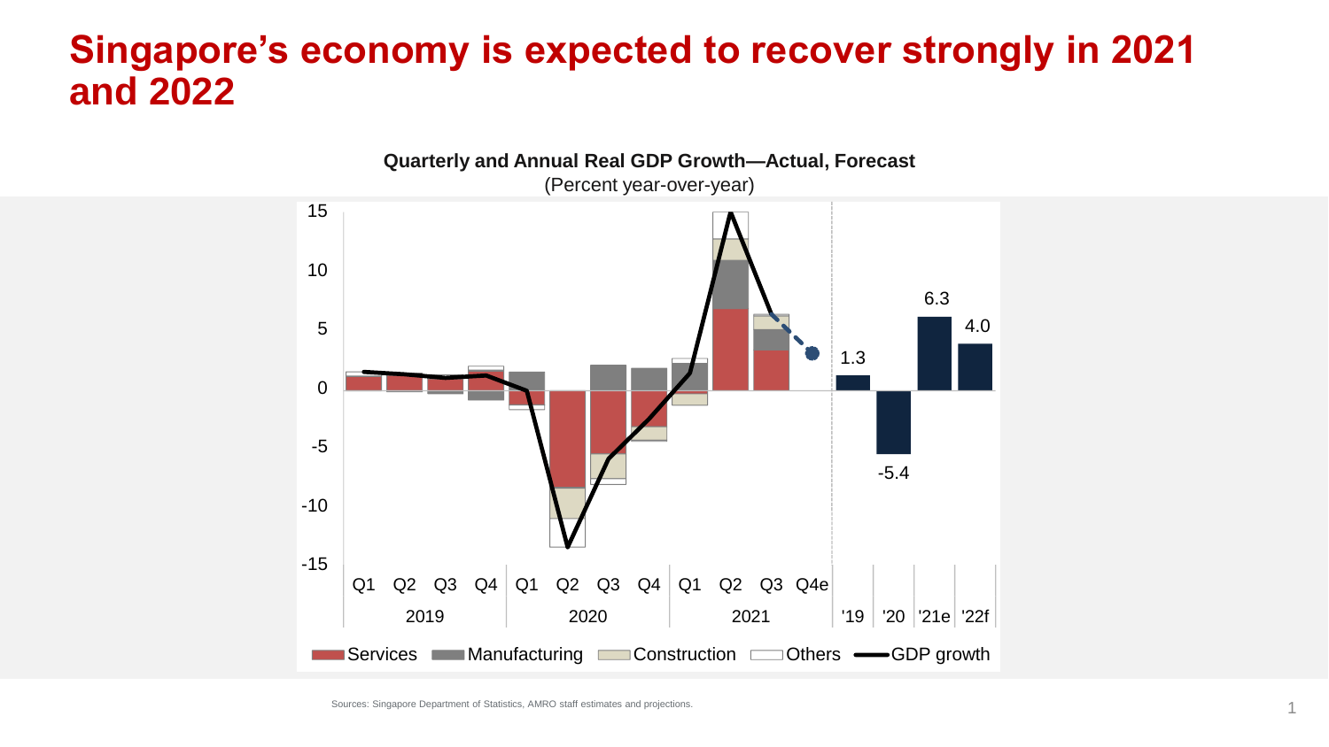# Singapore's economy is expected to recover strongly in 2021 and 2022

**Quarterly and Annual Real GDP Growth—Actual, Forecast**

(Percent year-over-year)

Sources: Singapore Department of Statistics, AMRO staff estimates and projections.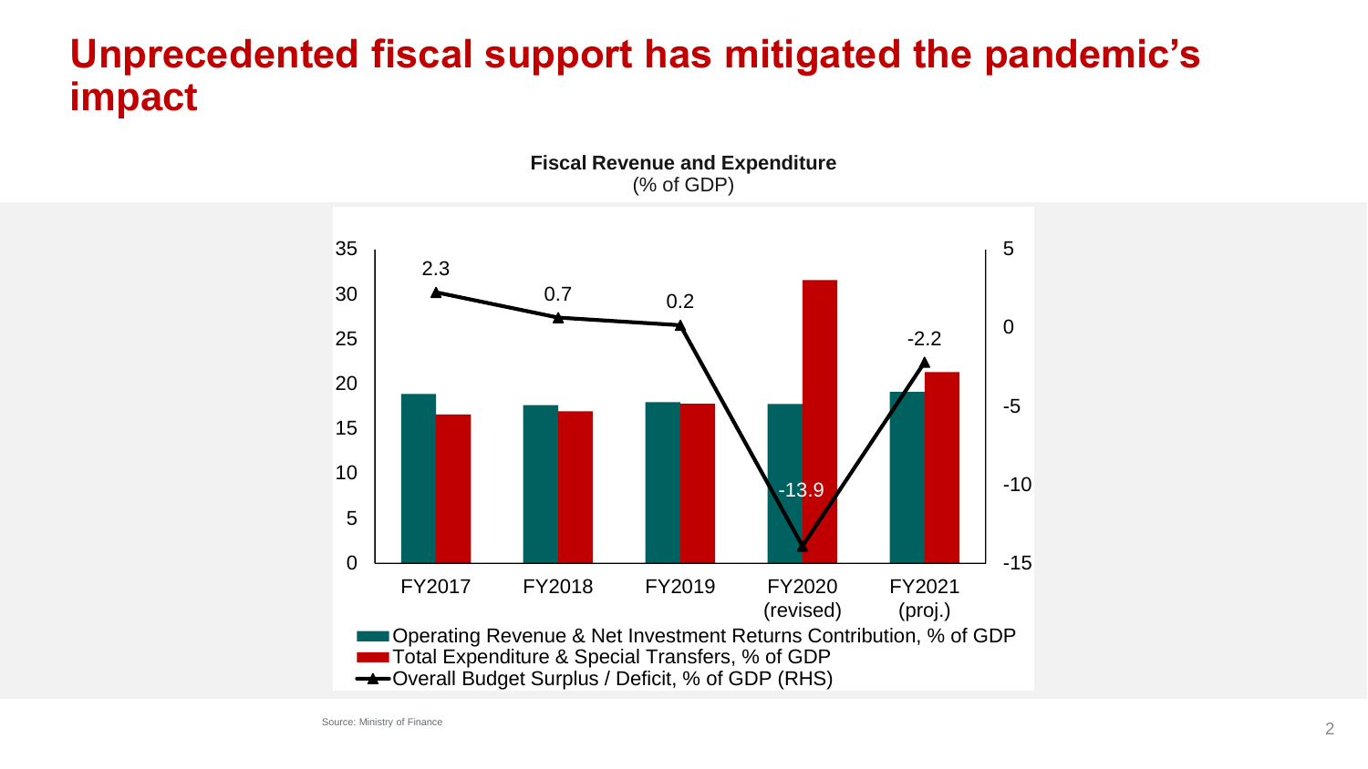# Unprecedented fiscal support has mitigated the pandemic's impact

**Fiscal Revenue and Expenditure**
(% of GDP)

| | FY2017 | FY2018 | FY2019 | FY2020 (revised) | FY2021 (proj.) |
|---|---|---|---|---|---|
| Overall Budget Surplus / Deficit, % of GDP (RHS) | 2.3 | 0.7 | 0.2 | -13.9 | -2.2 |

Legend:
- Operating Revenue & Net Investment Returns Contribution, % of GDP
- Total Expenditure & Special Transfers, % of GDP
- Overall Budget Surplus / Deficit, % of GDP (RHS)

Source: Ministry of Finance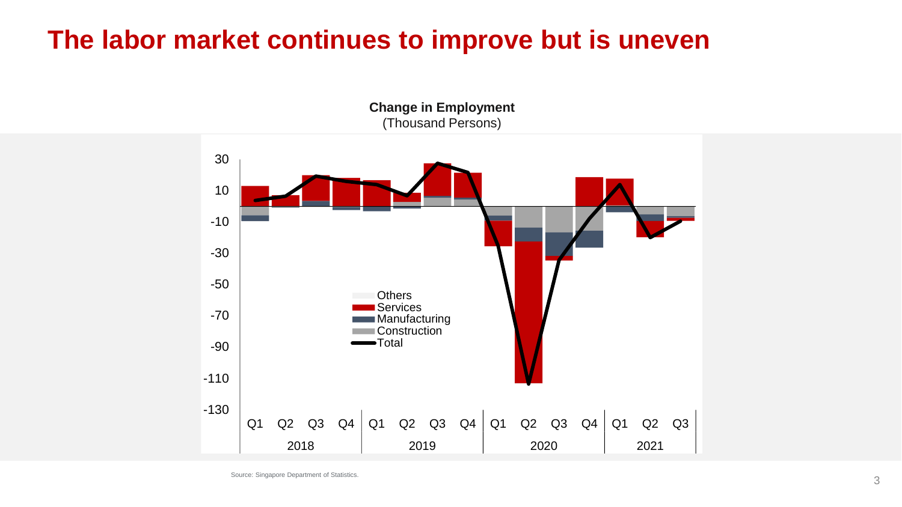# The labor market continues to improve but is uneven

**Change in Employment**
(Thousand Persons)

Others
Services
Manufacturing
Construction
Total

30
10
-10
-30
-50
-70
-90
-110
-130

Q1 Q2 Q3 Q4 Q1 Q2 Q3 Q4 Q1 Q2 Q3 Q4 Q1 Q2 Q3

2018 2019 2020 2021

Source: Singapore Department of Statistics.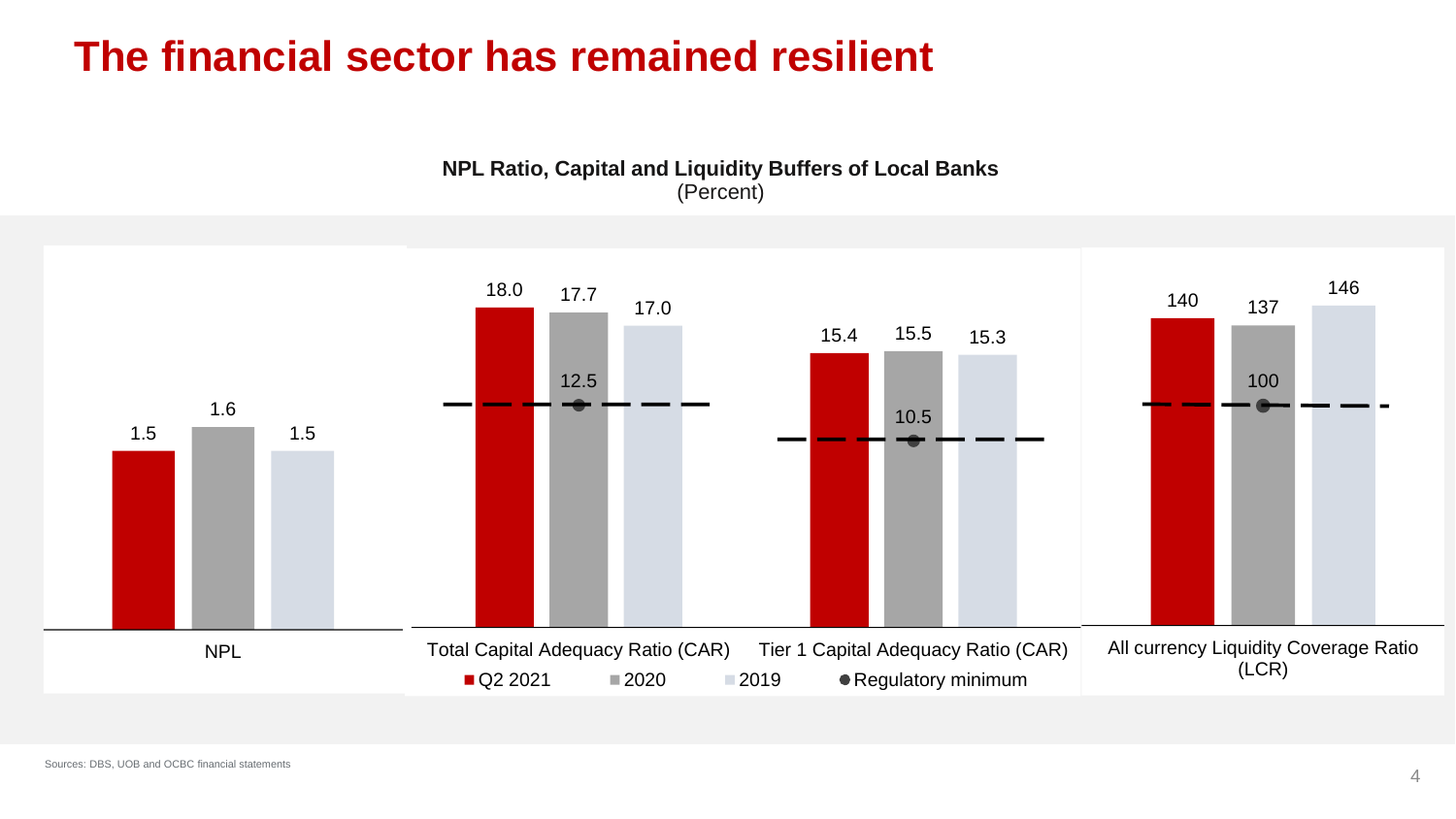# The financial sector has remained resilient

**NPL Ratio, Capital and Liquidity Buffers of Local Banks**
(Percent)

| | Q2 2021 | 2020 | 2019 | Regulatory minimum |
|---|---|---|---|---|
| NPL | 1.5 | 1.6 | 1.5 | |
| Total Capital Adequacy Ratio (CAR) | 18.0 | 17.7 | 17.0 | 12.5 |
| Tier 1 Capital Adequacy Ratio (CAR) | 15.4 | 15.5 | 15.3 | 10.5 |
| All currency Liquidity Coverage Ratio (LCR) | 140 | 137 | 146 | 100 |

Sources: DBS, UOB and OCBC financial statements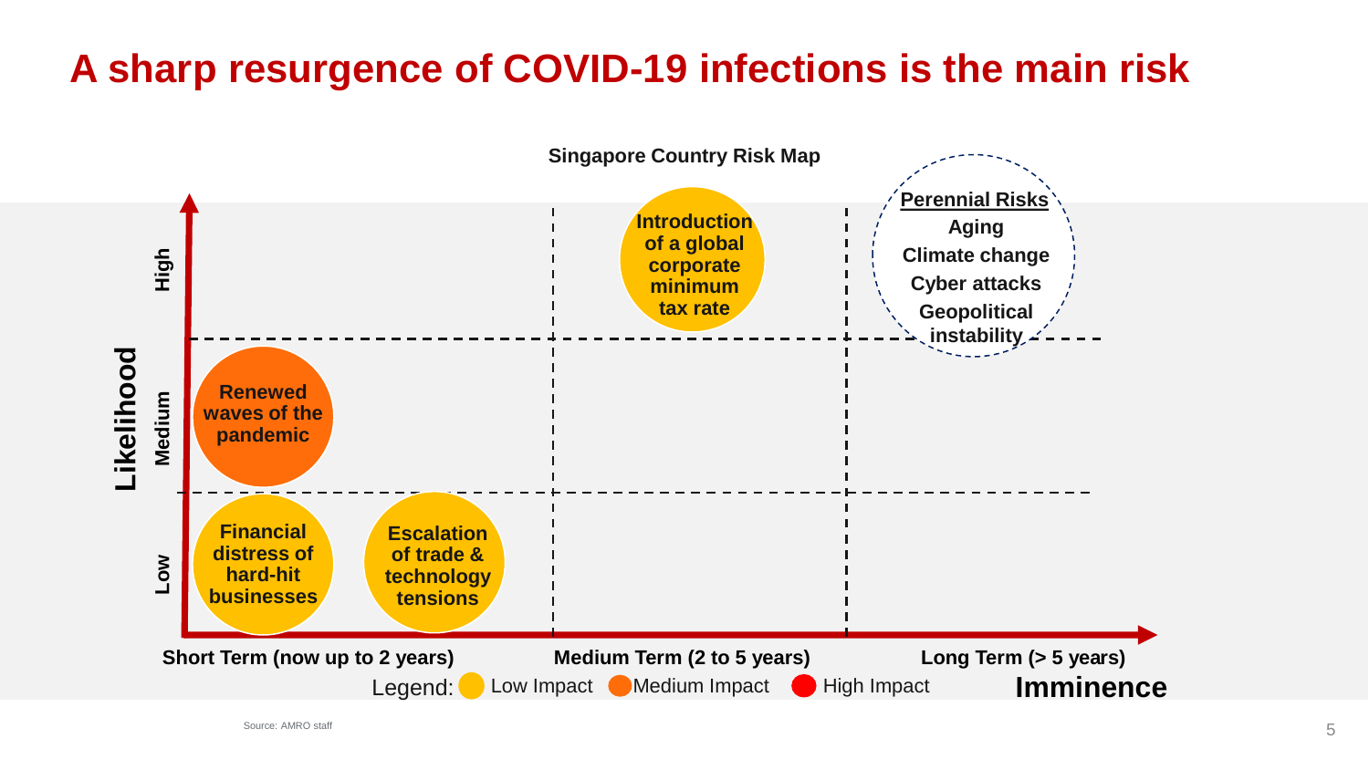# A sharp resurgence of COVID-19 infections is the main risk

**Singapore Country Risk Map**

| Likelihood | Short Term (now up to 2 years) | Medium Term (2 to 5 years) | Long Term (> 5 years) |
|---|---|---|---|
| High | | Introduction of a global corporate minimum tax rate (Low Impact) | **Perennial Risks:** Aging; Climate change; Cyber attacks; Geopolitical instability |
| Medium | Renewed waves of the pandemic (Medium Impact) | | |
| Low | Financial distress of hard-hit businesses (Low Impact); Escalation of trade & technology tensions (Low Impact) | | |

**Imminence**

Legend: Low Impact | Medium Impact | High Impact

Source: AMRO staff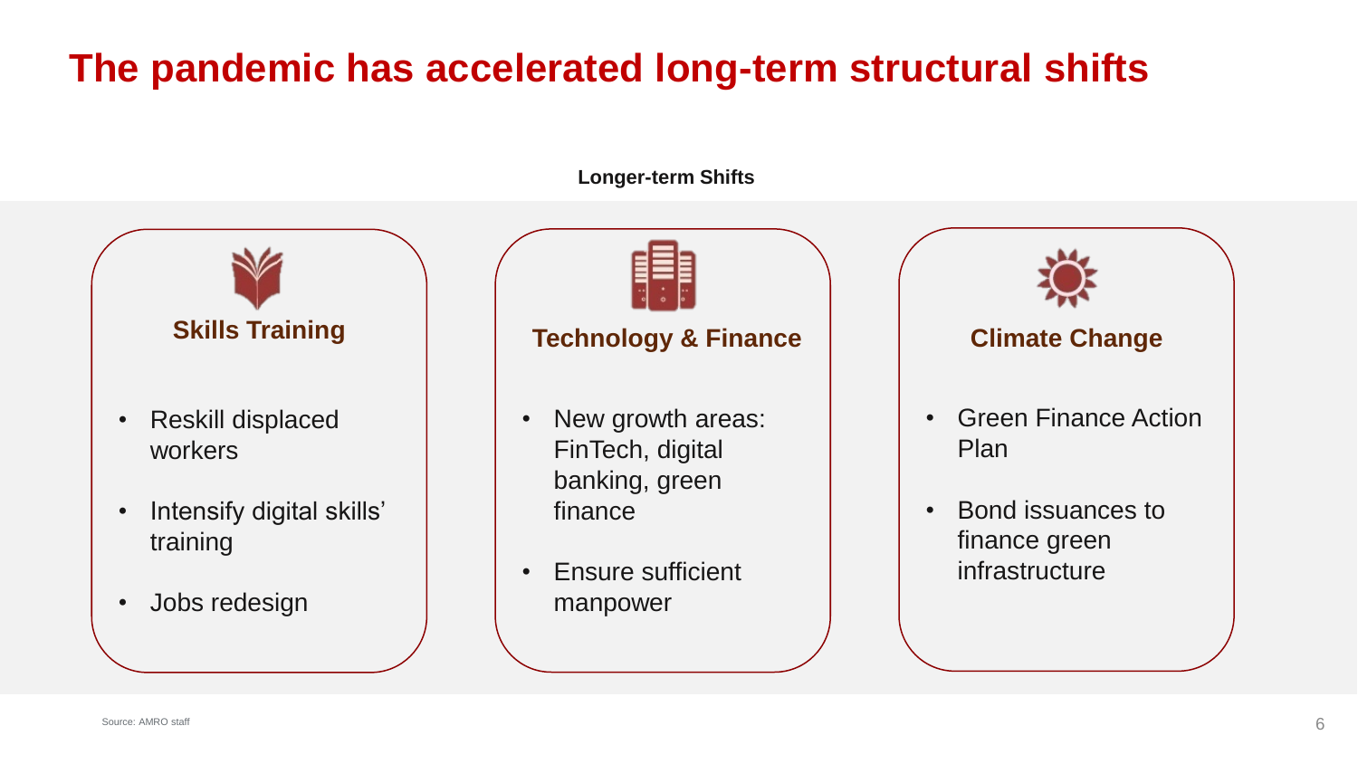# The pandemic has accelerated long-term structural shifts

**Longer-term Shifts**

### Skills Training

- Reskill displaced workers
- Intensify digital skills' training
- Jobs redesign

### Technology & Finance

- New growth areas: FinTech, digital banking, green finance
- Ensure sufficient manpower

### Climate Change

- Green Finance Action Plan
- Bond issuances to finance green infrastructure

Source: AMRO staff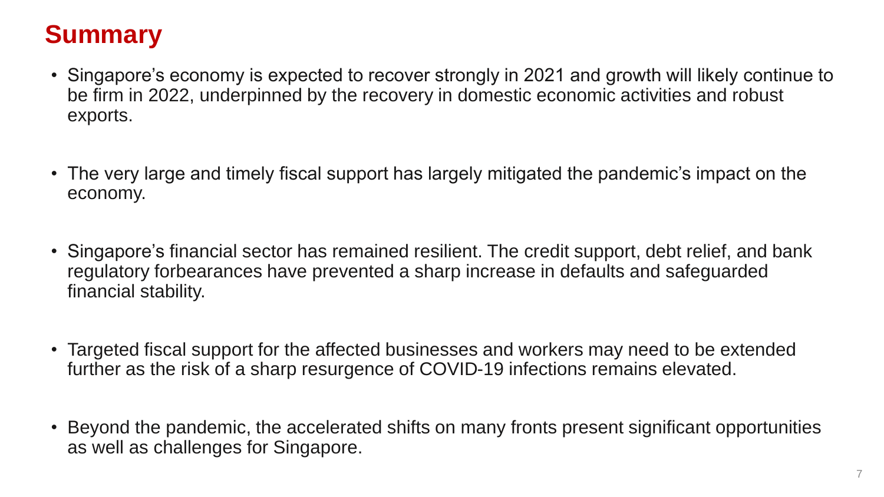# Summary

- Singapore's economy is expected to recover strongly in 2021 and growth will likely continue to be firm in 2022, underpinned by the recovery in domestic economic activities and robust exports.

- The very large and timely fiscal support has largely mitigated the pandemic's impact on the economy.

- Singapore's financial sector has remained resilient. The credit support, debt relief, and bank regulatory forbearances have prevented a sharp increase in defaults and safeguarded financial stability.

- Targeted fiscal support for the affected businesses and workers may need to be extended further as the risk of a sharp resurgence of COVID-19 infections remains elevated.

- Beyond the pandemic, the accelerated shifts on many fronts present significant opportunities as well as challenges for Singapore.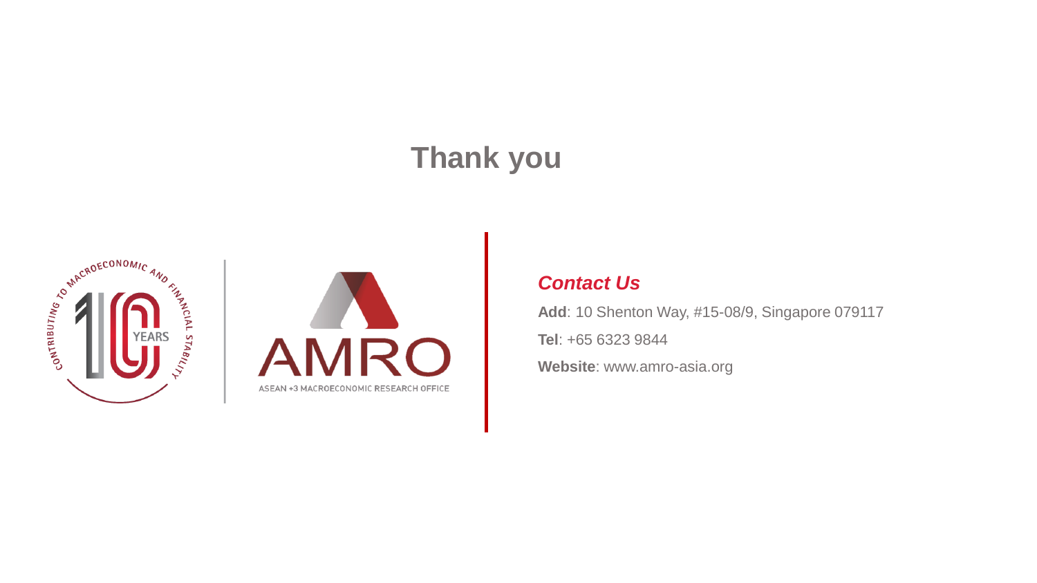# Thank you

***Contact Us***

**Add**: 10 Shenton Way, #15-08/9, Singapore 079117

**Tel**: +65 6323 9844

**Website**: www.amro-asia.org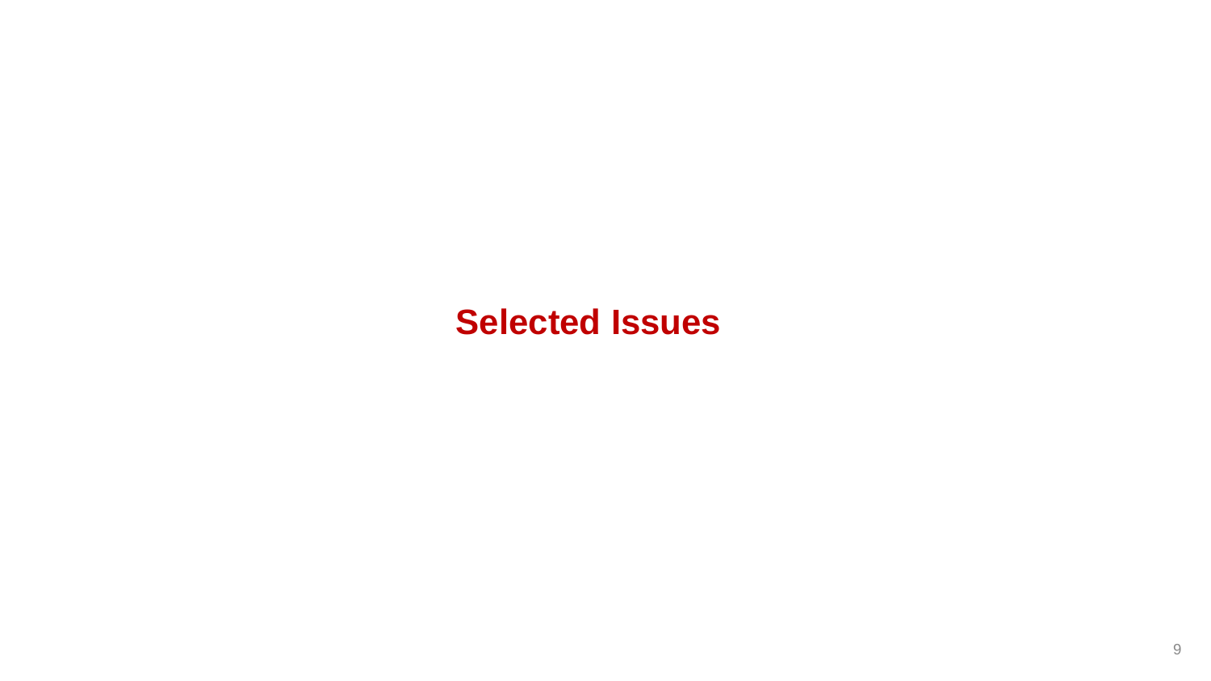# Selected Issues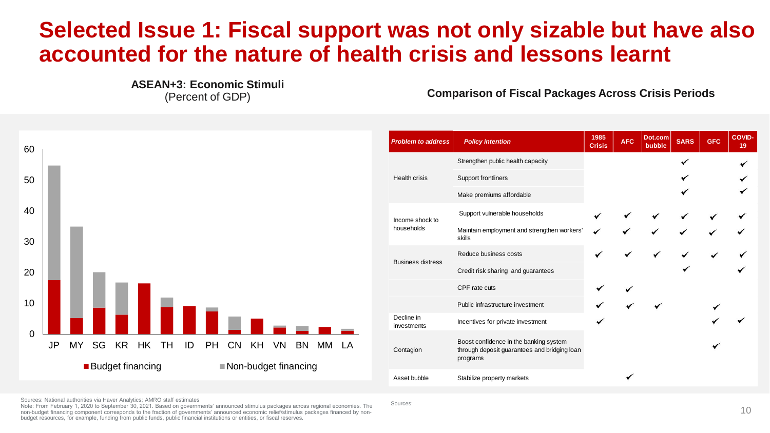# Selected Issue 1: Fiscal support was not only sizable but have also accounted for the nature of health crisis and lessons learnt

**ASEAN+3: Economic Stimuli**
(Percent of GDP)

JP MY SG KR HK TH ID PH CN KH VN BN MM LA

■ Budget financing ■ Non-budget financing

**Comparison of Fiscal Packages Across Crisis Periods**

| *Problem to address* | *Policy intention* | 1985 Crisis | AFC | Dot.com bubble | SARS | GFC | COVID-19 |
|---|---|---|---|---|---|---|---|
| Health crisis | Strengthen public health capacity | | | | ✔ | | ✔ |
| | Support frontliners | | | | ✔ | | ✔ |
| | Make premiums affordable | | | | ✔ | | ✔ |
| Income shock to households | Support vulnerable households | ✔ | ✔ | ✔ | ✔ | ✔ | ✔ |
| | Maintain employment and strengthen workers' skills | ✔ | ✔ | ✔ | ✔ | ✔ | ✔ |
| Business distress | Reduce business costs | ✔ | ✔ | ✔ | ✔ | ✔ | ✔ |
| | Credit risk sharing and guarantees | | | | ✔ | | ✔ |
| | CPF rate cuts | ✔ | ✔ | | | | |
| | Public infrastructure investment | ✔ | ✔ | ✔ | | ✔ | |
| Decline in investments | Incentives for private investment | ✔ | | | | ✔ | ✔ |
| Contagion | Boost confidence in the banking system through deposit guarantees and bridging loan programs | | | | | ✔ | |
| Asset bubble | Stabilize property markets | | ✔ | | | | |

Sources: National authorities via Haver Analytics; AMRO staff estimates
Note: From February 1, 2020 to September 30, 2021. Based on governments' announced stimulus packages across regional economies. The non-budget financing component corresponds to the fraction of governments' announced economic relief/stimulus packages financed by non-budget resources, for example, funding from public funds, public financial institutions or entities, or fiscal reserves.

Sources: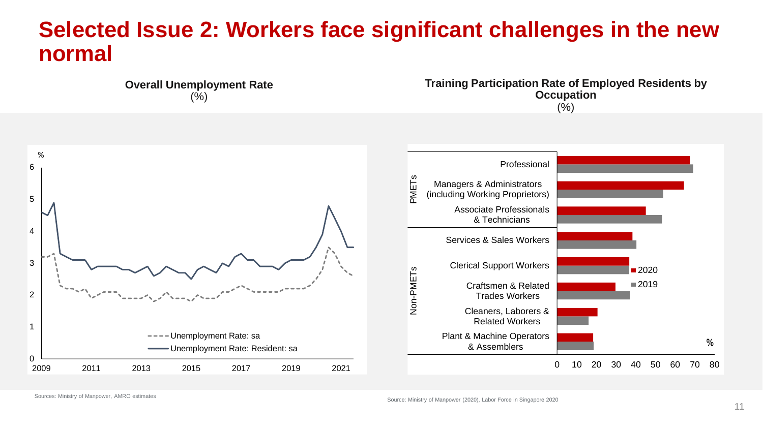# Selected Issue 2: Workers face significant challenges in the new normal

**Overall Unemployment Rate**
(%)

%

6
5
4
3
2
1
0

2009 2011 2013 2015 2017 2019 2021

Unemployment Rate: sa
Unemployment Rate: Resident: sa

Sources: Ministry of Manpower, AMRO estimates

**Training Participation Rate of Employed Residents by Occupation**
(%)

PMETs
- Professional
- Managers & Administrators (including Working Proprietors)
- Associate Professionals & Technicians

Non-PMETs
- Services & Sales Workers
- Clerical Support Workers
- Craftsmen & Related Trades Workers
- Cleaners, Laborers & Related Workers
- Plant & Machine Operators & Assemblers

2020
2019

0 10 20 30 40 50 60 70 80 %

Source: Ministry of Manpower (2020), Labor Force in Singapore 2020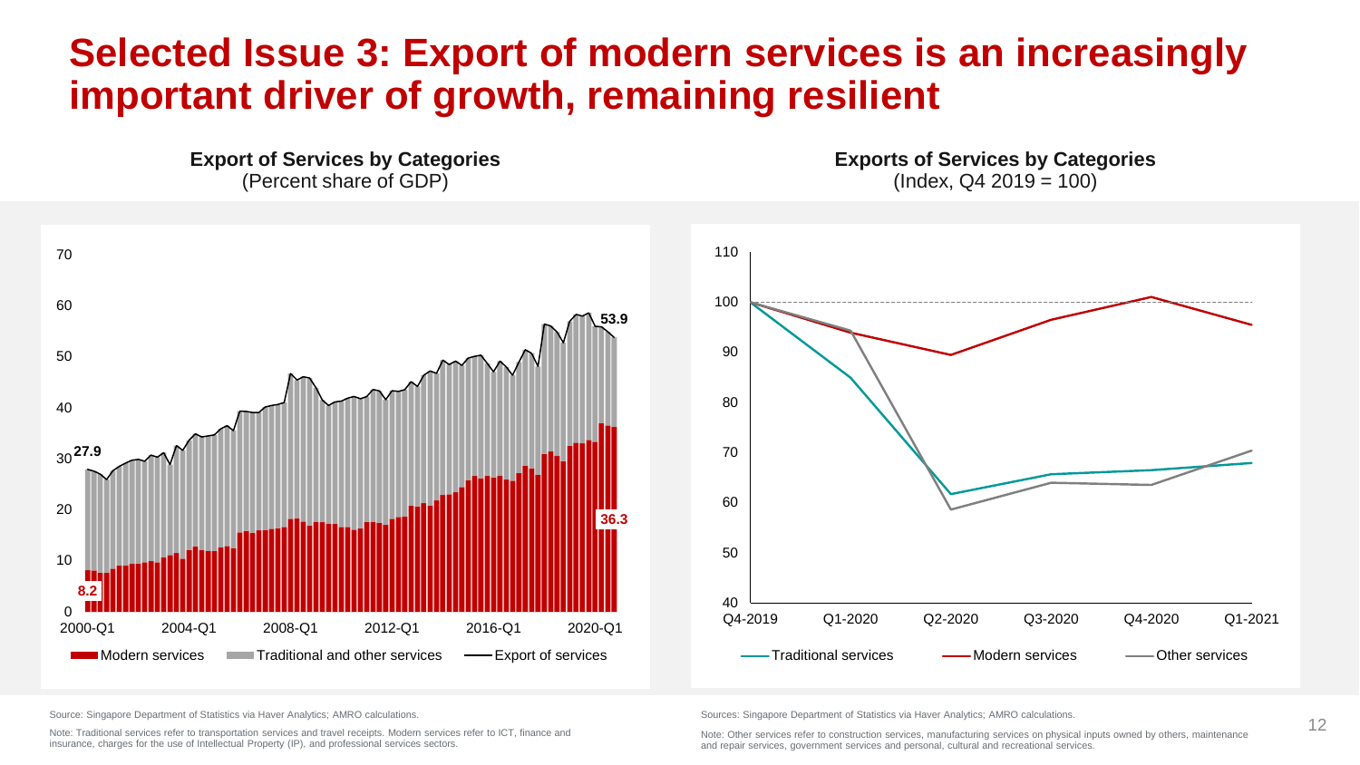# Selected Issue 3: Export of modern services is an increasingly important driver of growth, remaining resilient

**Export of Services by Categories**
(Percent share of GDP)

70
60
50
40
30
20
10
0
27.9
8.2
53.9
36.3
2000-Q1
2004-Q1
2008-Q1
2012-Q1
2016-Q1
2020-Q1

Modern services
Traditional and other services
Export of services

Source: Singapore Department of Statistics via Haver Analytics; AMRO calculations.

Note: Traditional services refer to transportation services and travel receipts. Modern services refer to ICT, finance and insurance, charges for the use of Intellectual Property (IP), and professional services sectors.

**Exports of Services by Categories**
(Index, Q4 2019 = 100)

110
100
90
80
70
60
50
40
Q4-2019
Q1-2020
Q2-2020
Q3-2020
Q4-2020
Q1-2021

Traditional services
Modern services
Other services

Sources: Singapore Department of Statistics via Haver Analytics; AMRO calculations.

Note: Other services refer to construction services, manufacturing services on physical inputs owned by others, maintenance and repair services, government services and personal, cultural and recreational services.